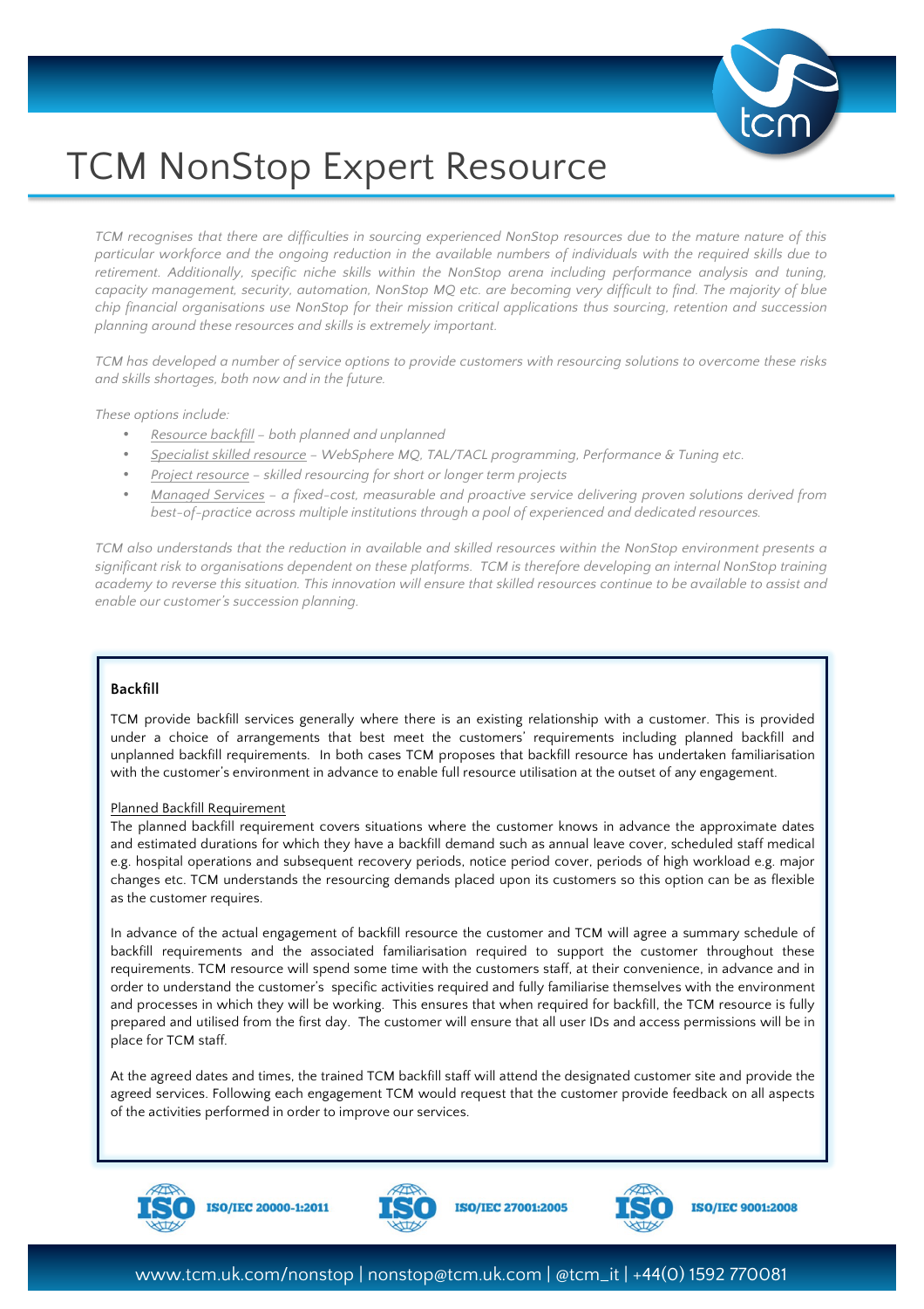# TCM NonStop Expert Resource

*TCM recognises that there are difficulties in sourcing experienced NonStop resources due to the mature nature of this particular workforce and the ongoing reduction in the available numbers of individuals with the required skills due to retirement. Additionally, specific niche skills within the NonStop arena including performance analysis and tuning, capacity management, security, automation, NonStop MQ etc. are becoming very difficult to find. The majority of blue chip financial organisations use NonStop for their mission critical applications thus sourcing, retention and succession planning around these resources and skills is extremely important.*

*TCM has developed a number of service options to provide customers with resourcing solutions to overcome these risks and skills shortages, both now and in the future.*

*These options include:*

- *Resource backfill – both planned and unplanned*
- *Specialist skilled resource – WebSphere MQ, TAL/TACL programming, Performance & Tuning etc.*
- *Project resource – skilled resourcing for short or longer term projects*
- *Managed Services – a fixed-cost, measurable and proactive service delivering proven solutions derived from best-of-practice across multiple institutions through a pool of experienced and dedicated resources.*

*TCM also understands that the reduction in available and skilled resources within the NonStop environment presents a significant risk to organisations dependent on these platforms. TCM is therefore developing an internal NonStop training academy to reverse this situation. This innovation will ensure that skilled resources continue to be available to assist and enable our customer's succession planning.*

## Backfill

TCM provide backfill services generally where there is an existing relationship with a customer. This is provided under a choice of arrangements that best meet the customers' requirements including planned backfill and unplanned backfill requirements. In both cases TCM proposes that backfill resource has undertaken familiarisation with the customer's environment in advance to enable full resource utilisation at the outset of any engagement.

### Planned Backfill Requirement

The planned backfill requirement covers situations where the customer knows in advance the approximate dates and estimated durations for which they have a backfill demand such as annual leave cover, scheduled staff medical e.g. hospital operations and subsequent recovery periods, notice period cover, periods of high workload e.g. major changes etc. TCM understands the resourcing demands placed upon its customers so this option can be as flexible as the customer requires.

In advance of the actual engagement of backfill resource the customer and TCM will agree a summary schedule of backfill requirements and the associated familiarisation required to support the customer throughout these requirements. TCM resource will spend some time with the customers staff, at their convenience, in advance and in order to understand the customer's specific activities required and fully familiarise themselves with the environment and processes in which they will be working. This ensures that when required for backfill, the TCM resource is fully prepared and utilised from the first day. The customer will ensure that all user IDs and access permissions will be in place for TCM staff.

At the agreed dates and times, the trained TCM backfill staff will attend the designated customer site and provide the agreed services. Following each engagement TCM would request that the customer provide feedback on all aspects of the activities performed in order to improve our services.

ISO/IEC 20000-1:2011 | ISO/IEC 27001:2005 | ISO/IEC 9001:2008

www.tcm.uk.com/nonstop | nonstop@tcm.uk.com | @tcm_it | +44(0) 1592 770081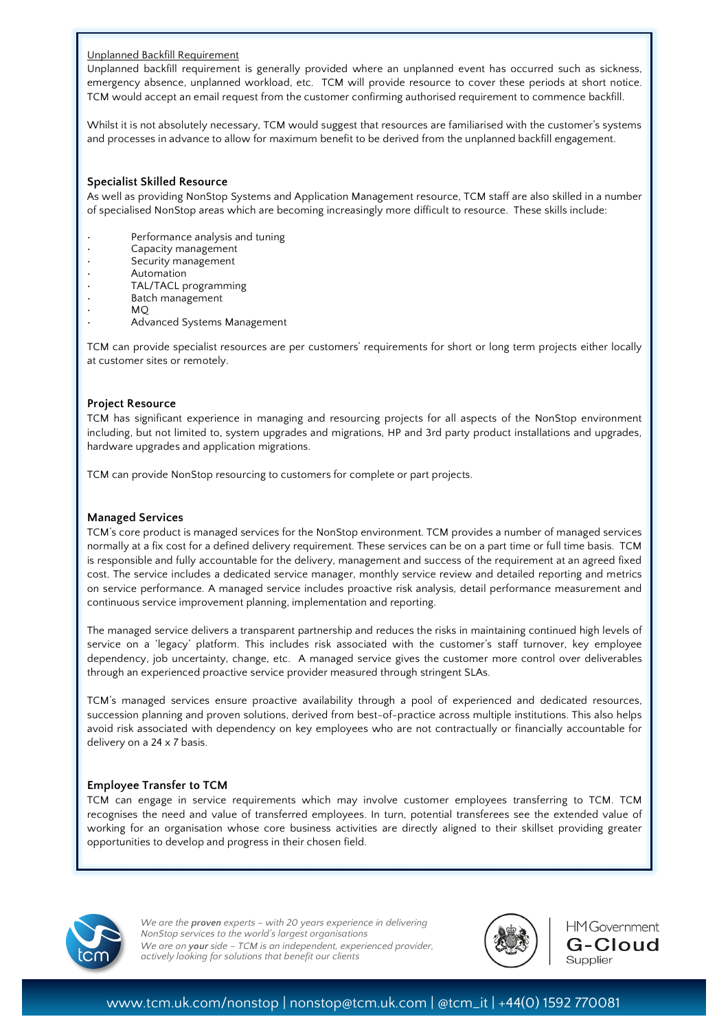Unplanned Backfill Requirement

Unplanned backfill requirement is generally provided where an unplanned event has occurred such as sickness, emergency absence, unplanned workload, etc. TCM will provide resource to cover these periods at short notice. TCM would accept an email request from the customer confirming authorised requirement to commence backfill.

Whilst it is not absolutely necessary, TCM would suggest that resources are familiarised with the customer's systems and processes in advance to allow for maximum benefit to be derived from the unplanned backfill engagement.

### Specialist Skilled Resource

As well as providing NonStop Systems and Application Management resource, TCM staff are also skilled in a number of specialised NonStop areas which are becoming increasingly more difficult to resource. These skills include:

- Performance analysis and tuning
- Capacity management
- Security management
- Automation
- TAL/TACL programming
- Batch management
- MQ
- Advanced Systems Management

TCM can provide specialist resources are per customers' requirements for short or long term projects either locally at customer sites or remotely.

### Project Resource

TCM has significant experience in managing and resourcing projects for all aspects of the NonStop environment including, but not limited to, system upgrades and migrations, HP and 3rd party product installations and upgrades, hardware upgrades and application migrations.

TCM can provide NonStop resourcing to customers for complete or part projects.

### Managed Services

TCM's core product is managed services for the NonStop environment. TCM provides a number of managed services normally at a fix cost for a defined delivery requirement. These services can be on a part time or full time basis. TCM is responsible and fully accountable for the delivery, management and success of the requirement at an agreed fixed cost. The service includes a dedicated service manager, monthly service review and detailed reporting and metrics on service performance. A managed service includes proactive risk analysis, detail performance measurement and continuous service improvement planning, implementation and reporting.

The managed service delivers a transparent partnership and reduces the risks in maintaining continued high levels of service on a 'legacy' platform. This includes risk associated with the customer's staff turnover, key employee dependency, job uncertainty, change, etc. A managed service gives the customer more control over deliverables through an experienced proactive service provider measured through stringent SLAs.

TCM's managed services ensure proactive availability through a pool of experienced and dedicated resources, succession planning and proven solutions, derived from best-of-practice across multiple institutions. This also helps avoid risk associated with dependency on key employees who are not contractually or financially accountable for delivery on a 24 x 7 basis.

### Employee Transfer to TCM

TCM can engage in service requirements which may involve customer employees transferring to TCM. TCM recognises the need and value of transferred employees. In turn, potential transferees see the extended value of working for an organisation whose core business activities are directly aligned to their skillset providing greater opportunities to develop and progress in their chosen field.

*We are the **proven** experts – with 20 years experience in delivering NonStop services to the world's largest organisations*
*We are on **your** side – TCM is an independent, experienced provider, actively looking for solutions that benefit our clients*

HM Government G-Cloud Supplier

www.tcm.uk.com/nonstop | nonstop@tcm.uk.com | @tcm_it | +44(0) 1592 770081